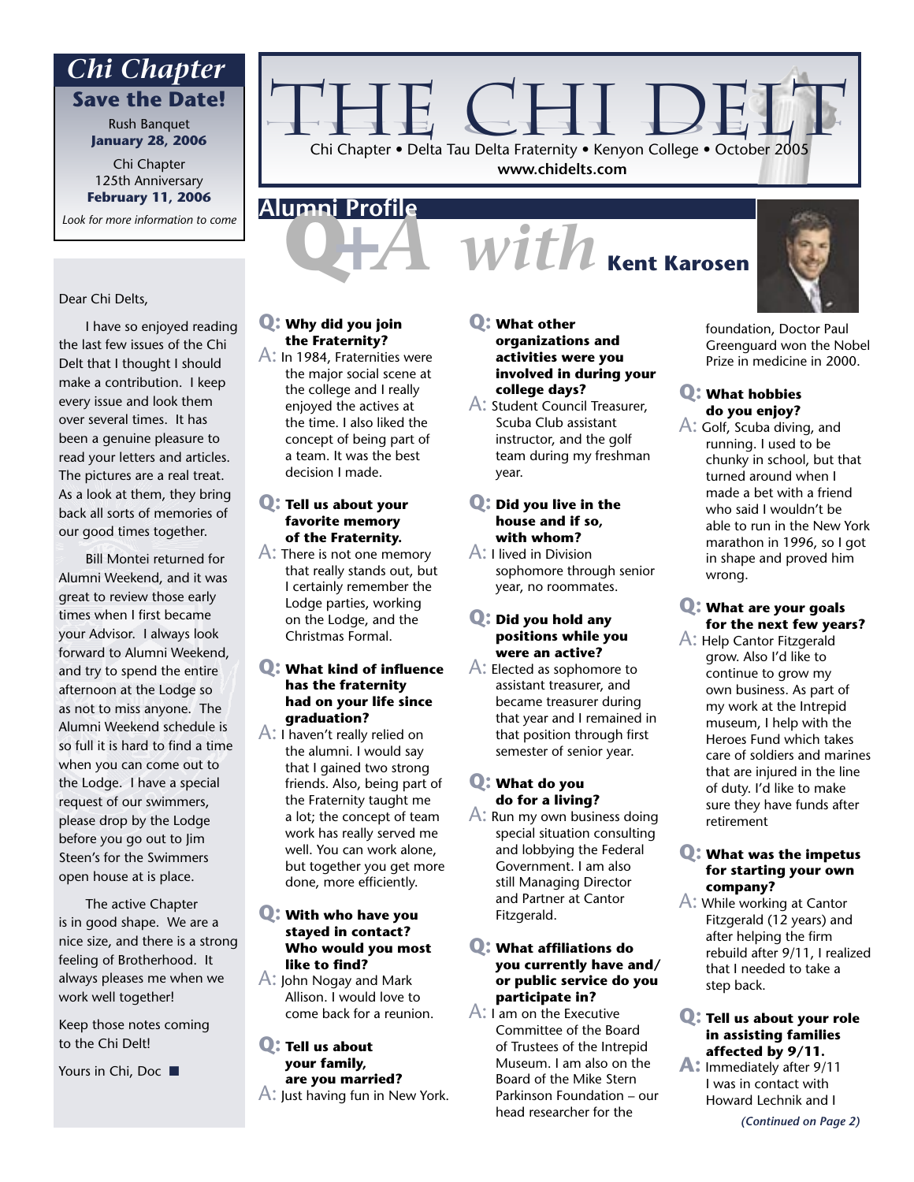# THE CHI DELT

Chi Chapter • Delta Tau Delta Fraternity • Kenyon College • October 2005

www.chidelts.com

## Chi Chapter

### Save the Date!

Rush Banquet
**January 28, 2006**

Chi Chapter
125th Anniversary
**February 11, 2006**

*Look for more information to come*

Dear Chi Delts,

I have so enjoyed reading the last few issues of the Chi Delt that I thought I should make a contribution. I keep every issue and look them over several times. It has been a genuine pleasure to read your letters and articles. The pictures are a real treat. As a look at them, they bring back all sorts of memories of our good times together.

Bill Montei returned for Alumni Weekend, and it was great to review those early times when I first became your Advisor. I always look forward to Alumni Weekend, and try to spend the entire afternoon at the Lodge so as not to miss anyone. The Alumni Weekend schedule is so full it is hard to find a time when you can come out to the Lodge. I have a special request of our swimmers, please drop by the Lodge before you go out to Jim Steen's for the Swimmers open house at is place.

The active Chapter is in good shape. We are a nice size, and there is a strong feeling of Brotherhood. It always pleases me when we work well together!

Keep those notes coming to the Chi Delt!

Yours in Chi, Doc ■

## Alumni Profile

## Q+A *with* Kent Karosen

**Q: Why did you join the Fraternity?**

A: In 1984, Fraternities were the major social scene at the college and I really enjoyed the actives at the time. I also liked the concept of being part of a team. It was the best decision I made.

**Q: Tell us about your favorite memory of the Fraternity.**

A: There is not one memory that really stands out, but I certainly remember the Lodge parties, working on the Lodge, and the Christmas Formal.

**Q: What kind of influence has the fraternity had on your life since graduation?**

A: I haven't really relied on the alumni. I would say that I gained two strong friends. Also, being part of the Fraternity taught me a lot; the concept of team work has really served me well. You can work alone, but together you get more done, more efficiently.

**Q: With who have you stayed in contact? Who would you most like to find?**

A: John Nogay and Mark Allison. I would love to come back for a reunion.

**Q: Tell us about your family, are you married?**

A: Just having fun in New York.

**Q: What other organizations and activities were you involved in during your college days?**

A: Student Council Treasurer, Scuba Club assistant instructor, and the golf team during my freshman year.

**Q: Did you live in the house and if so, with whom?**

A: I lived in Division sophomore through senior year, no roommates.

**Q: Did you hold any positions while you were an active?**

A: Elected as sophomore to assistant treasurer, and became treasurer during that year and I remained in that position through first semester of senior year.

**Q: What do you do for a living?**

A: Run my own business doing special situation consulting and lobbying the Federal Government. I am also still Managing Director and Partner at Cantor Fitzgerald.

**Q: What affiliations do you currently have and/or public service do you participate in?**

A: I am on the Executive Committee of the Board of Trustees of the Intrepid Museum. I am also on the Board of the Mike Stern Parkinson Foundation – our head researcher for the foundation, Doctor Paul Greenguard won the Nobel Prize in medicine in 2000.

**Q: What hobbies do you enjoy?**

A: Golf, Scuba diving, and running. I used to be chunky in school, but that turned around when I made a bet with a friend who said I wouldn't be able to run in the New York marathon in 1996, so I got in shape and proved him wrong.

**Q: What are your goals for the next few years?**

A: Help Cantor Fitzgerald grow. Also I'd like to continue to grow my own business. As part of my work at the Intrepid museum, I help with the Heroes Fund which takes care of soldiers and marines that are injured in the line of duty. I'd like to make sure they have funds after retirement

**Q: What was the impetus for starting your own company?**

A: While working at Cantor Fitzgerald (12 years) and after helping the firm rebuild after 9/11, I realized that I needed to take a step back.

**Q: Tell us about your role in assisting families affected by 9/11.**

**A:** Immediately after 9/11 I was in contact with Howard Lechnik and I

*(Continued on Page 2)*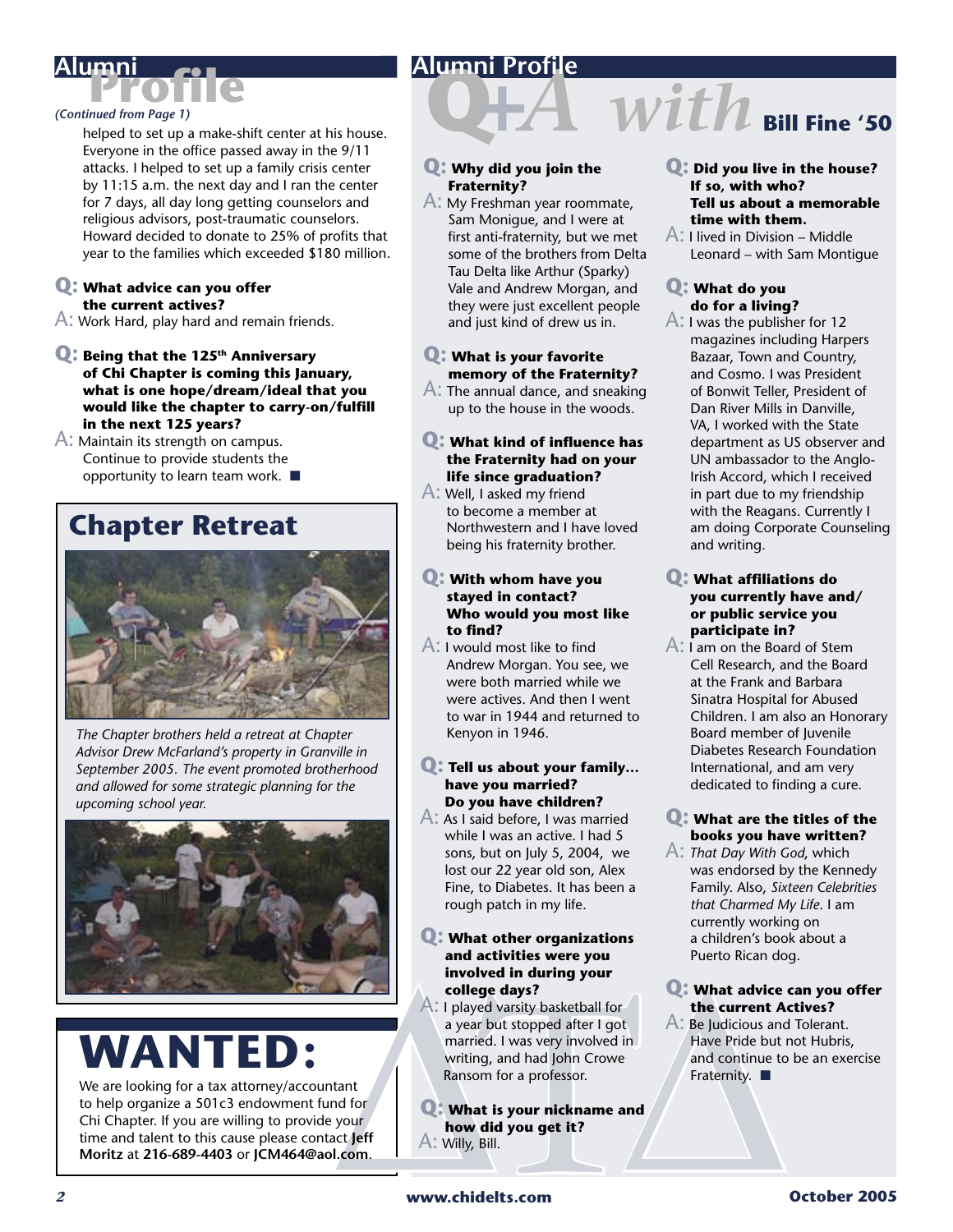## Alumni Profile

*(Continued from Page 1)*

helped to set up a make-shift center at his house. Everyone in the office passed away in the 9/11 attacks. I helped to set up a family crisis center by 11:15 a.m. the next day and I ran the center for 7 days, all day long getting counselors and religious advisors, post-traumatic counselors. Howard decided to donate to 25% of profits that year to the families which exceeded $180 million.

**Q: What advice can you offer the current actives?**

A: Work Hard, play hard and remain friends.

**Q: Being that the 125th Anniversary of Chi Chapter is coming this January, what is one hope/dream/ideal that you would like the chapter to carry-on/fulfill in the next 125 years?**

A: Maintain its strength on campus. Continue to provide students the opportunity to learn team work. ■

## Chapter Retreat

*The Chapter brothers held a retreat at Chapter Advisor Drew McFarland's property in Granville in September 2005. The event promoted brotherhood and allowed for some strategic planning for the upcoming school year.*

## WANTED:

We are looking for a tax attorney/accountant to help organize a 501c3 endowment fund for Chi Chapter. If you are willing to provide your time and talent to this cause please contact **Jeff Moritz** at **216-689-4403** or **JCM464@aol.com**.

## Alumni Profile

# Q+A with Bill Fine '50

**Q: Why did you join the Fraternity?**

A: My Freshman year roommate, Sam Monigue, and I were at first anti-fraternity, but we met some of the brothers from Delta Tau Delta like Arthur (Sparky) Vale and Andrew Morgan, and they were just excellent people and just kind of drew us in.

**Q: What is your favorite memory of the Fraternity?**

A: The annual dance, and sneaking up to the house in the woods.

**Q: What kind of influence has the Fraternity had on your life since graduation?**

A: Well, I asked my friend to become a member at Northwestern and I have loved being his fraternity brother.

**Q: With whom have you stayed in contact? Who would you most like to find?**

A: I would most like to find Andrew Morgan. You see, we were both married while we were actives. And then I went to war in 1944 and returned to Kenyon in 1946.

**Q: Tell us about your family… have you married? Do you have children?**

A: As I said before, I was married while I was an active. I had 5 sons, but on July 5, 2004, we lost our 22 year old son, Alex Fine, to Diabetes. It has been a rough patch in my life.

**Q: What other organizations and activities were you involved in during your college days?**

A: I played varsity basketball for a year but stopped after I got married. I was very involved in writing, and had John Crowe Ransom for a professor.

**Q: What is your nickname and how did you get it?**

A: Willy, Bill.

**Q: Did you live in the house? If so, with who? Tell us about a memorable time with them.**

A: I lived in Division – Middle Leonard – with Sam Montigue

**Q: What do you do for a living?**

A: I was the publisher for 12 magazines including Harpers Bazaar, Town and Country, and Cosmo. I was President of Bonwit Teller, President of Dan River Mills in Danville, VA, I worked with the State department as US observer and UN ambassador to the Anglo-Irish Accord, which I received in part due to my friendship with the Reagans. Currently I am doing Corporate Counseling and writing.

**Q: What affiliations do you currently have and/or public service you participate in?**

A: I am on the Board of Stem Cell Research, and the Board at the Frank and Barbara Sinatra Hospital for Abused Children. I am also an Honorary Board member of Juvenile Diabetes Research Foundation International, and am very dedicated to finding a cure.

**Q: What are the titles of the books you have written?**

A: *That Day With God*, which was endorsed by the Kennedy Family. Also, *Sixteen Celebrities that Charmed My Life*. I am currently working on a children's book about a Puerto Rican dog.

**Q: What advice can you offer the current Actives?**

A: Be Judicious and Tolerant. Have Pride but not Hubris, and continue to be an exercise Fraternity. ■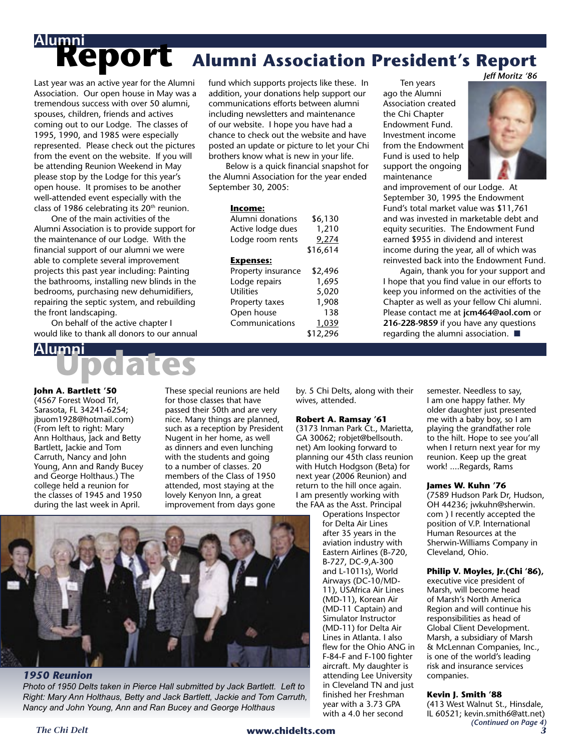# Alumni Report

## Alumni Association President's Report

*Jeff Moritz '86*

Last year was an active year for the Alumni Association. Our open house in May was a tremendous success with over 50 alumni, spouses, children, friends and actives coming out to our Lodge. The classes of 1995, 1990, and 1985 were especially represented. Please check out the pictures from the event on the website. If you will be attending Reunion Weekend in May please stop by the Lodge for this year's open house. It promises to be another well-attended event especially with the class of 1986 celebrating its 20th reunion.

One of the main activities of the Alumni Association is to provide support for the maintenance of our Lodge. With the financial support of our alumni we were able to complete several improvement projects this past year including: Painting the bathrooms, installing new blinds in the bedrooms, purchasing new dehumidifiers, repairing the septic system, and rebuilding the front landscaping.

On behalf of the active chapter I would like to thank all donors to our annual fund which supports projects like these. In addition, your donations help support our communications efforts between alumni including newsletters and maintenance of our website. I hope you have had a chance to check out the website and have posted an update or picture to let your Chi brothers know what is new in your life.

Below is a quick financial snapshot for the Alumni Association for the year ended September 30, 2005:

| **Income:** | |
|---|---|
| Alumni donations | $6,130 |
| Active lodge dues | 1,210 |
| Lodge room rents | 9,274 |
| | $16,614 |
| **Expenses:** | |
| Property insurance | $2,496 |
| Lodge repairs | 1,695 |
| Utilities | 5,020 |
| Property taxes | 1,908 |
| Open house | 138 |
| Communications | 1,039 |
| | $12,296 |

Ten years ago the Alumni Association created the Chi Chapter Endowment Fund. Investment income from the Endowment Fund is used to help support the ongoing maintenance and improvement of our Lodge. At September 30, 1995 the Endowment Fund's total market value was $11,761 and was invested in marketable debt and equity securities. The Endowment Fund earned $955 in dividend and interest income during the year, all of which was reinvested back into the Endowment Fund.

Again, thank you for your support and I hope that you find value in our efforts to keep you informed on the activities of the Chapter as well as your fellow Chi alumni. Please contact me at **jcm464@aol.com** or **216-228-9859** if you have any questions regarding the alumni association. ■

# Alumni Updates

**John A. Bartlett '50**
(4567 Forest Wood Trl, Sarasota, FL 34241-6254; jbuom1928@hotmail.com) (From left to right: Mary Ann Holthaus, Jack and Betty Bartlett, Jackie and Tom Carruth, Nancy and John Young, Ann and Randy Bucey and George Holthaus.) The college held a reunion for the classes of 1945 and 1950 during the last week in April. These special reunions are held for those classes that have passed their 50th and are very nice. Many things are planned, such as a reception by President Nugent in her home, as well as dinners and even lunching with the students and going to a number of classes. 20 members of the Class of 1950 attended, most staying at the lovely Kenyon Inn, a great improvement from days gone by. 5 Chi Delts, along with their wives, attended.

***1950 Reunion***

*Photo of 1950 Delts taken in Pierce Hall submitted by Jack Bartlett. Left to Right: Mary Ann Holthaus, Betty and Jack Bartlett, Jackie and Tom Carruth, Nancy and John Young, Ann and Ran Bucey and George Holthaus*

**Robert A. Ramsay '61**
(3173 Inman Park Ct., Marietta, GA 30062; robjet@bellsouth.net) Am looking forward to planning our 45th class reunion with Hutch Hodgson (Beta) for next year (2006 Reunion) and return to the hill once again. I am presently working with the FAA as the Asst. Principal Operations Inspector for Delta Air Lines after 35 years in the aviation industry with Eastern Airlines (B-720, B-727, DC-9,A-300 and L-1011s), World Airways (DC-10/MD-11), USAfrica Air Lines (MD-11), Korean Air (MD-11 Captain) and Simulator Instructor (MD-11) for Delta Air Lines in Atlanta. I also flew for the Ohio ANG in F-84-F and F-100 fighter aircraft. My daughter is attending Lee University in Cleveland TN and just finished her Freshman year with a 3.73 GPA with a 4.0 her second semester. Needless to say, I am one happy father. My older daughter just presented me with a baby boy, so I am playing the grandfather role to the hilt. Hope to see you'all when I return next year for my reunion. Keep up the great work! ....Regards, Rams

**James W. Kuhn '76**
(7589 Hudson Park Dr, Hudson, OH 44236; jwkuhn@sherwin.com ) I recently accepted the position of V.P. International Human Resources at the Sherwin-Williams Company in Cleveland, Ohio.

**Philip V. Moyles, Jr.(Chi '86),**
executive vice president of Marsh, will become head of Marsh's North America Region and will continue his responsibilities as head of Global Client Development. Marsh, a subsidiary of Marsh & McLennan Companies, Inc., is one of the world's leading risk and insurance services companies.

**Kevin J. Smith '88**
(413 West Walnut St., Hinsdale, IL 60521; kevin.smith6@att.net)

*(Continued on Page 4)*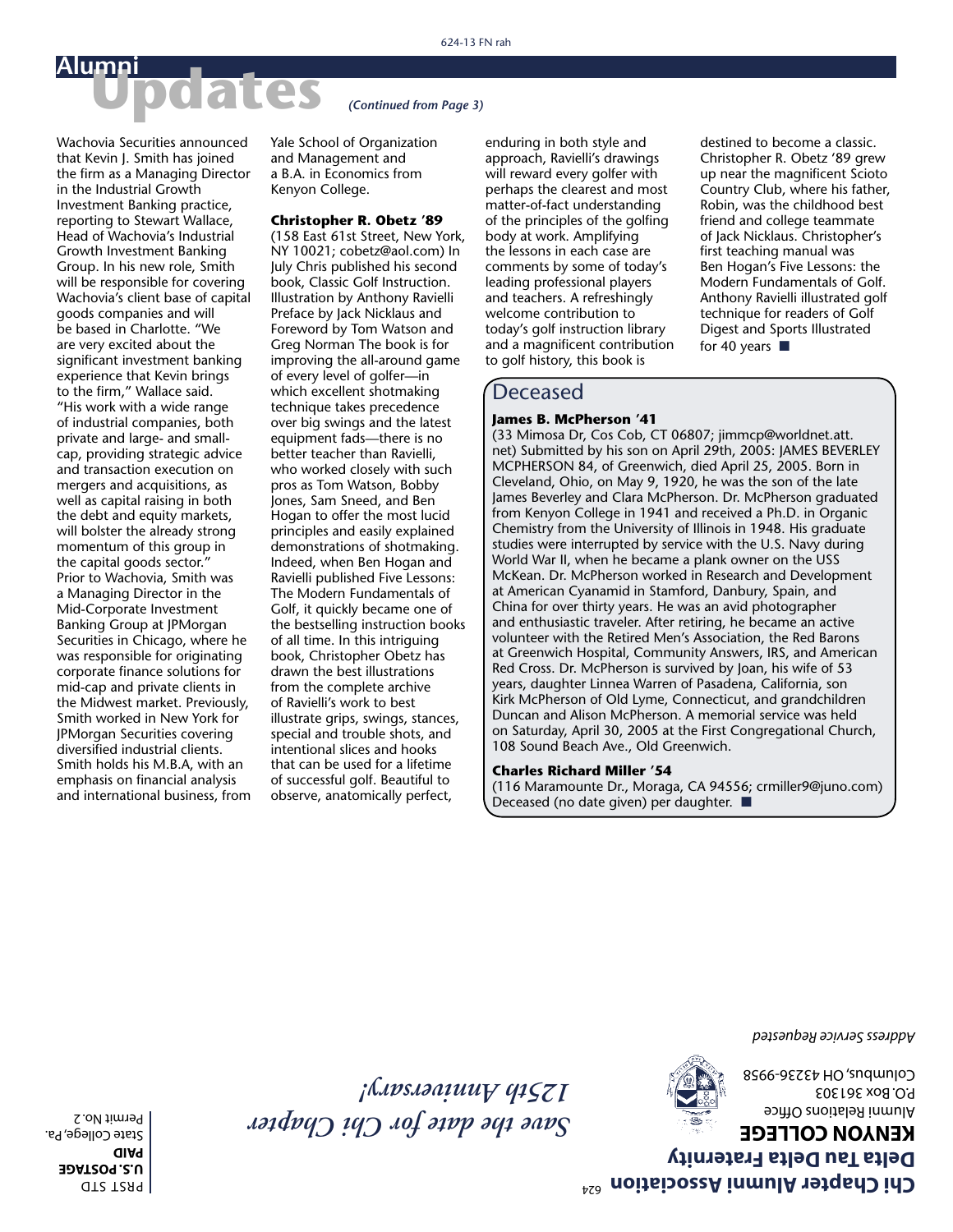# Alumni Updates

*(Continued from Page 3)*

Wachovia Securities announced that Kevin J. Smith has joined the firm as a Managing Director in the Industrial Growth Investment Banking practice, reporting to Stewart Wallace, Head of Wachovia's Industrial Growth Investment Banking Group. In his new role, Smith will be responsible for covering Wachovia's client base of capital goods companies and will be based in Charlotte. "We are very excited about the significant investment banking experience that Kevin brings to the firm," Wallace said. "His work with a wide range of industrial companies, both private and large- and small-cap, providing strategic advice and transaction execution on mergers and acquisitions, as well as capital raising in both the debt and equity markets, will bolster the already strong momentum of this group in the capital goods sector." Prior to Wachovia, Smith was a Managing Director in the Mid-Corporate Investment Banking Group at JPMorgan Securities in Chicago, where he was responsible for originating corporate finance solutions for mid-cap and private clients in the Midwest market. Previously, Smith worked in New York for JPMorgan Securities covering diversified industrial clients. Smith holds his M.B.A, with an emphasis on financial analysis and international business, from Yale School of Organization and Management and a B.A. in Economics from Kenyon College.

**Christopher R. Obetz '89**
(158 East 61st Street, New York, NY 10021; cobetz@aol.com) In July Chris published his second book, Classic Golf Instruction. Illustration by Anthony Ravielli Preface by Jack Nicklaus and Foreword by Tom Watson and Greg Norman The book is for improving the all-around game of every level of golfer—in which excellent shotmaking technique takes precedence over big swings and the latest equipment fads—there is no better teacher than Ravielli, who worked closely with such pros as Tom Watson, Bobby Jones, Sam Sneed, and Ben Hogan to offer the most lucid principles and easily explained demonstrations of shotmaking. Indeed, when Ben Hogan and Ravielli published Five Lessons: The Modern Fundamentals of Golf, it quickly became one of the bestselling instruction books of all time. In this intriguing book, Christopher Obetz has drawn the best illustrations from the complete archive of Ravielli's work to best illustrate grips, swings, stances, special and trouble shots, and intentional slices and hooks that can be used for a lifetime of successful golf. Beautiful to observe, anatomically perfect, enduring in both style and approach, Ravielli's drawings will reward every golfer with perhaps the clearest and most matter-of-fact understanding of the principles of the golfing body at work. Amplifying the lessons in each case are comments by some of today's leading professional players and teachers. A refreshingly welcome contribution to today's golf instruction library and a magnificent contribution to golf history, this book is destined to become a classic. Christopher R. Obetz '89 grew up near the magnificent Scioto Country Club, where his father, Robin, was the childhood best friend and college teammate of Jack Nicklaus. Christopher's first teaching manual was Ben Hogan's Five Lessons: the Modern Fundamentals of Golf. Anthony Ravielli illustrated golf technique for readers of Golf Digest and Sports Illustrated for 40 years ■

## Deceased

**James B. McPherson '41**
(33 Mimosa Dr, Cos Cob, CT 06807; jimmcp@worldnet.att.net) Submitted by his son on April 29th, 2005: JAMES BEVERLEY MCPHERSON 84, of Greenwich, died April 25, 2005. Born in Cleveland, Ohio, on May 9, 1920, he was the son of the late James Beverley and Clara McPherson. Dr. McPherson graduated from Kenyon College in 1941 and received a Ph.D. in Organic Chemistry from the University of Illinois in 1948. His graduate studies were interrupted by service with the U.S. Navy during World War II, when he became a plank owner on the USS McKean. Dr. McPherson worked in Research and Development at American Cyanamid in Stamford, Danbury, Spain, and China for over thirty years. He was an avid photographer and enthusiastic traveler. After retiring, he became an active volunteer with the Retired Men's Association, the Red Barons at Greenwich Hospital, Community Answers, IRS, and American Red Cross. Dr. McPherson is survived by Joan, his wife of 53 years, daughter Linnea Warren of Pasadena, California, son Kirk McPherson of Old Lyme, Connecticut, and grandchildren Duncan and Alison McPherson. A memorial service was held on Saturday, April 30, 2005 at the First Congregational Church, 108 Sound Beach Ave., Old Greenwich.

**Charles Richard Miller '54**
(116 Maramounte Dr., Moraga, CA 94556; crmiller9@juno.com) Deceased (no date given) per daughter. ■

**Chi Chapter Alumni Association**
**Delta Tau Delta Fraternity**
**KENYON COLLEGE**
Alumni Relations Office
P.O. Box 361303
Columbus, OH 43236-9958

*Address Service Requested*

*Save the date for Chi Chapter 125th Anniversary!*

PRST STD
**U.S. POSTAGE**
**PAID**
State College, Pa.
Permit No. 2